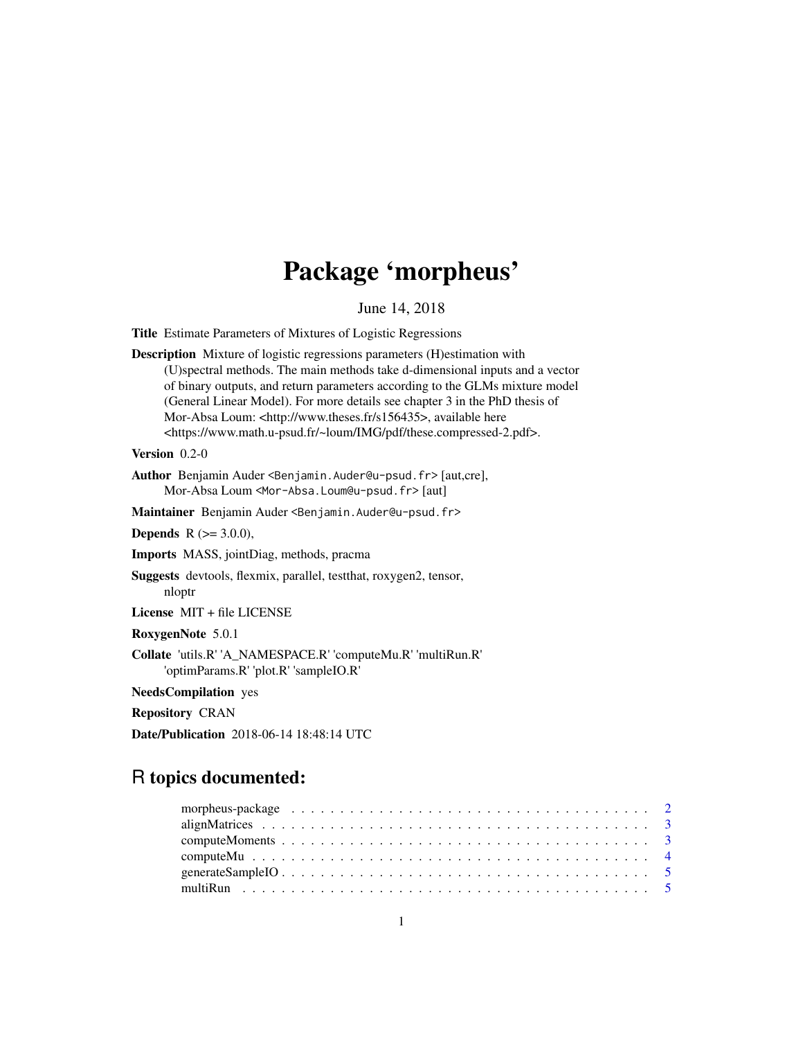# Package 'morpheus'

June 14, 2018

**Title** Estimate Parameters of Mixtures of Logistic Regressions

**Description** Mixture of logistic regressions parameters (H)estimation with (U)spectral methods. The main methods take d-dimensional inputs and a vector of binary outputs, and return parameters according to the GLMs mixture model (General Linear Model). For more details see chapter 3 in the PhD thesis of Mor-Absa Loum: <http://www.theses.fr/s156435>, available here <https://www.math.u-psud.fr/~loum/IMG/pdf/these.compressed-2.pdf>.

**Version** 0.2-0

**Author** Benjamin Auder <Benjamin.Auder@u-psud.fr> [aut,cre], Mor-Absa Loum <Mor-Absa.Loum@u-psud.fr> [aut]

**Maintainer** Benjamin Auder <Benjamin.Auder@u-psud.fr>

**Depends** R (>= 3.0.0),

**Imports** MASS, jointDiag, methods, pracma

**Suggests** devtools, flexmix, parallel, testthat, roxygen2, tensor, nloptr

**License** MIT + file LICENSE

**RoxygenNote** 5.0.1

**Collate** 'utils.R' 'A_NAMESPACE.R' 'computeMu.R' 'multiRun.R' 'optimParams.R' 'plot.R' 'sampleIO.R'

**NeedsCompilation** yes

**Repository** CRAN

**Date/Publication** 2018-06-14 18:48:14 UTC

## R topics documented:

- morpheus-package . . . . . . . . . . . . . . . . . . . . . . . . . . . . . . . . . . . . . 2
- alignMatrices . . . . . . . . . . . . . . . . . . . . . . . . . . . . . . . . . . . . . . . 3
- computeMoments . . . . . . . . . . . . . . . . . . . . . . . . . . . . . . . . . . . . . 3
- computeMu . . . . . . . . . . . . . . . . . . . . . . . . . . . . . . . . . . . . . . . . 4
- generateSampleIO . . . . . . . . . . . . . . . . . . . . . . . . . . . . . . . . . . . . . 5
- multiRun . . . . . . . . . . . . . . . . . . . . . . . . . . . . . . . . . . . . . . . . . 5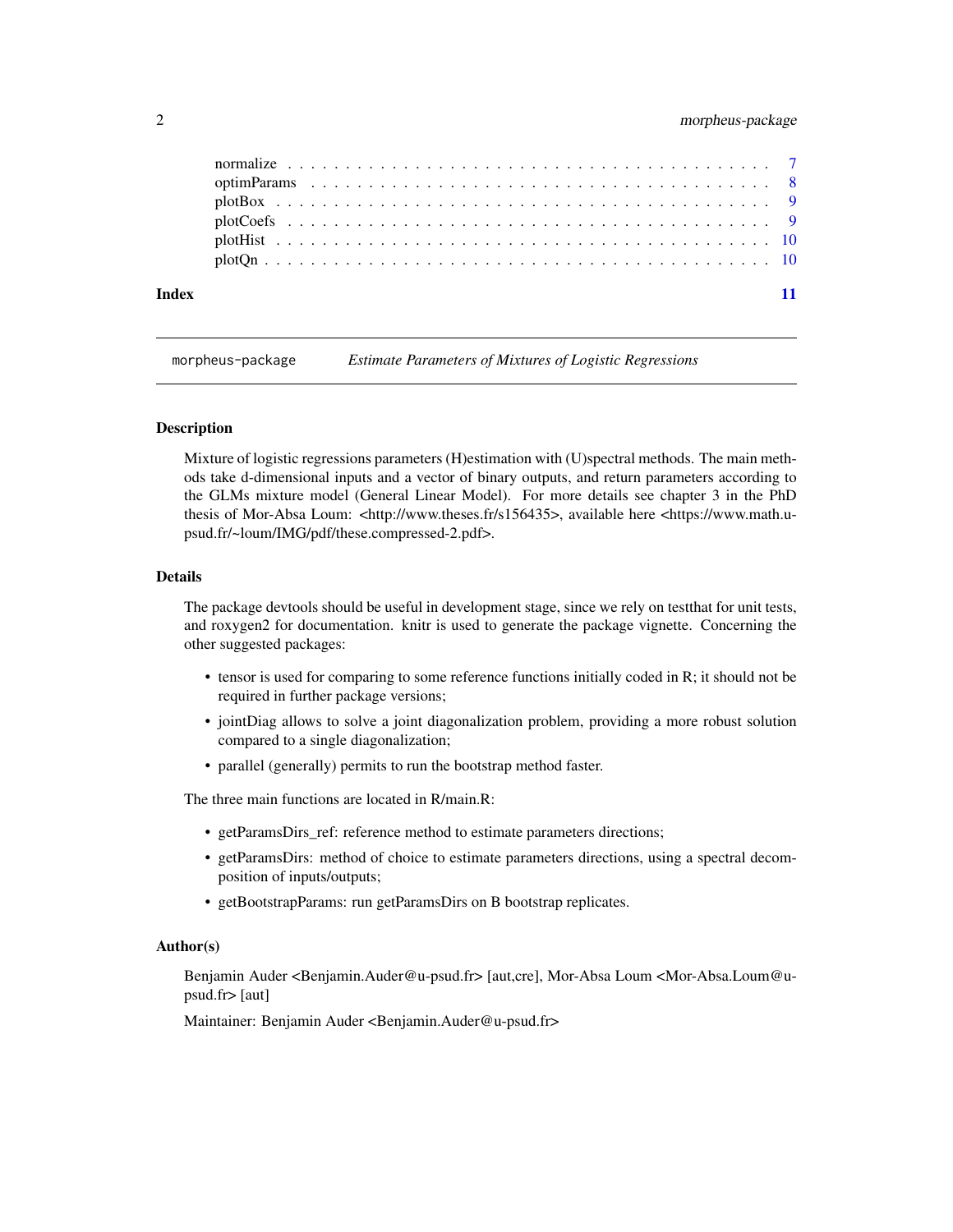normalize . . . . . . . . . . . . . . . . . . . . . . . . . . . . . . . . . . . . . . . 7
optimParams . . . . . . . . . . . . . . . . . . . . . . . . . . . . . . . . . . . . . 8
plotBox . . . . . . . . . . . . . . . . . . . . . . . . . . . . . . . . . . . . . . . . 9
plotCoefs . . . . . . . . . . . . . . . . . . . . . . . . . . . . . . . . . . . . . . . 9
plotHist . . . . . . . . . . . . . . . . . . . . . . . . . . . . . . . . . . . . . . . 10
plotQn . . . . . . . . . . . . . . . . . . . . . . . . . . . . . . . . . . . . . . . . 10

**Index** **11**

---

`morpheus-package` *Estimate Parameters of Mixtures of Logistic Regressions*

---

### Description

Mixture of logistic regressions parameters (H)estimation with (U)spectral methods. The main methods take d-dimensional inputs and a vector of binary outputs, and return parameters according to the GLMs mixture model (General Linear Model). For more details see chapter 3 in the PhD thesis of Mor-Absa Loum: <http://www.theses.fr/s156435>, available here <https://www.math.u-psud.fr/~loum/IMG/pdf/these.compressed-2.pdf>.

### Details

The package devtools should be useful in development stage, since we rely on testthat for unit tests, and roxygen2 for documentation. knitr is used to generate the package vignette. Concerning the other suggested packages:

- tensor is used for comparing to some reference functions initially coded in R; it should not be required in further package versions;
- jointDiag allows to solve a joint diagonalization problem, providing a more robust solution compared to a single diagonalization;
- parallel (generally) permits to run the bootstrap method faster.

The three main functions are located in R/main.R:

- getParamsDirs_ref: reference method to estimate parameters directions;
- getParamsDirs: method of choice to estimate parameters directions, using a spectral decomposition of inputs/outputs;
- getBootstrapParams: run getParamsDirs on B bootstrap replicates.

### Author(s)

Benjamin Auder <Benjamin.Auder@u-psud.fr> [aut,cre], Mor-Absa Loum <Mor-Absa.Loum@u-psud.fr> [aut]

Maintainer: Benjamin Auder <Benjamin.Auder@u-psud.fr>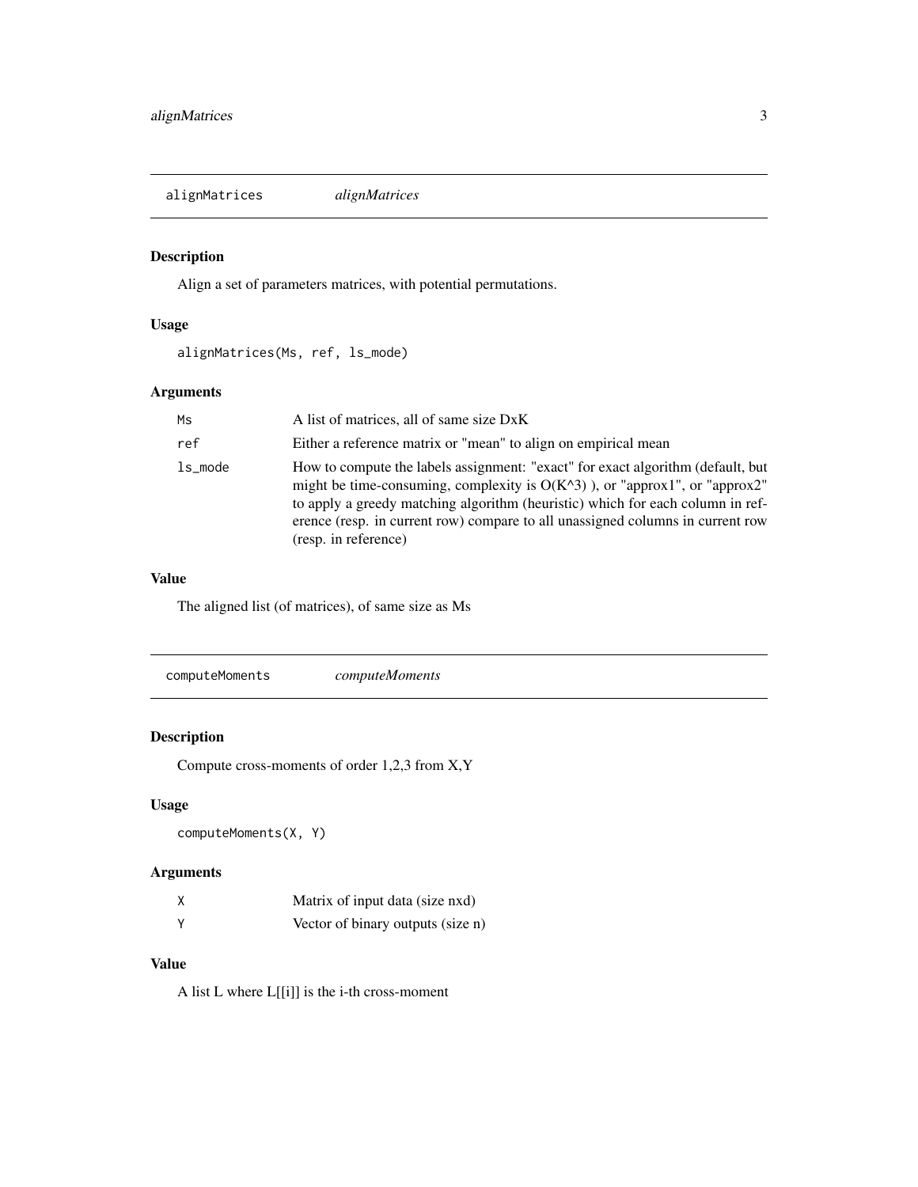## alignMatrices *alignMatrices*

### Description

Align a set of parameters matrices, with potential permutations.

### Usage

```
alignMatrices(Ms, ref, ls_mode)
```

### Arguments

| | |
|---|---|
| Ms | A list of matrices, all of same size DxK |
| ref | Either a reference matrix or "mean" to align on empirical mean |
| ls_mode | How to compute the labels assignment: "exact" for exact algorithm (default, but might be time-consuming, complexity is O(K^3) ), or "approx1", or "approx2" to apply a greedy matching algorithm (heuristic) which for each column in reference (resp. in current row) compare to all unassigned columns in current row (resp. in reference) |

### Value

The aligned list (of matrices), of same size as Ms

## computeMoments *computeMoments*

### Description

Compute cross-moments of order 1,2,3 from X,Y

### Usage

```
computeMoments(X, Y)
```

### Arguments

| | |
|---|---|
| X | Matrix of input data (size nxd) |
| Y | Vector of binary outputs (size n) |

### Value

A list L where L[[i]] is the i-th cross-moment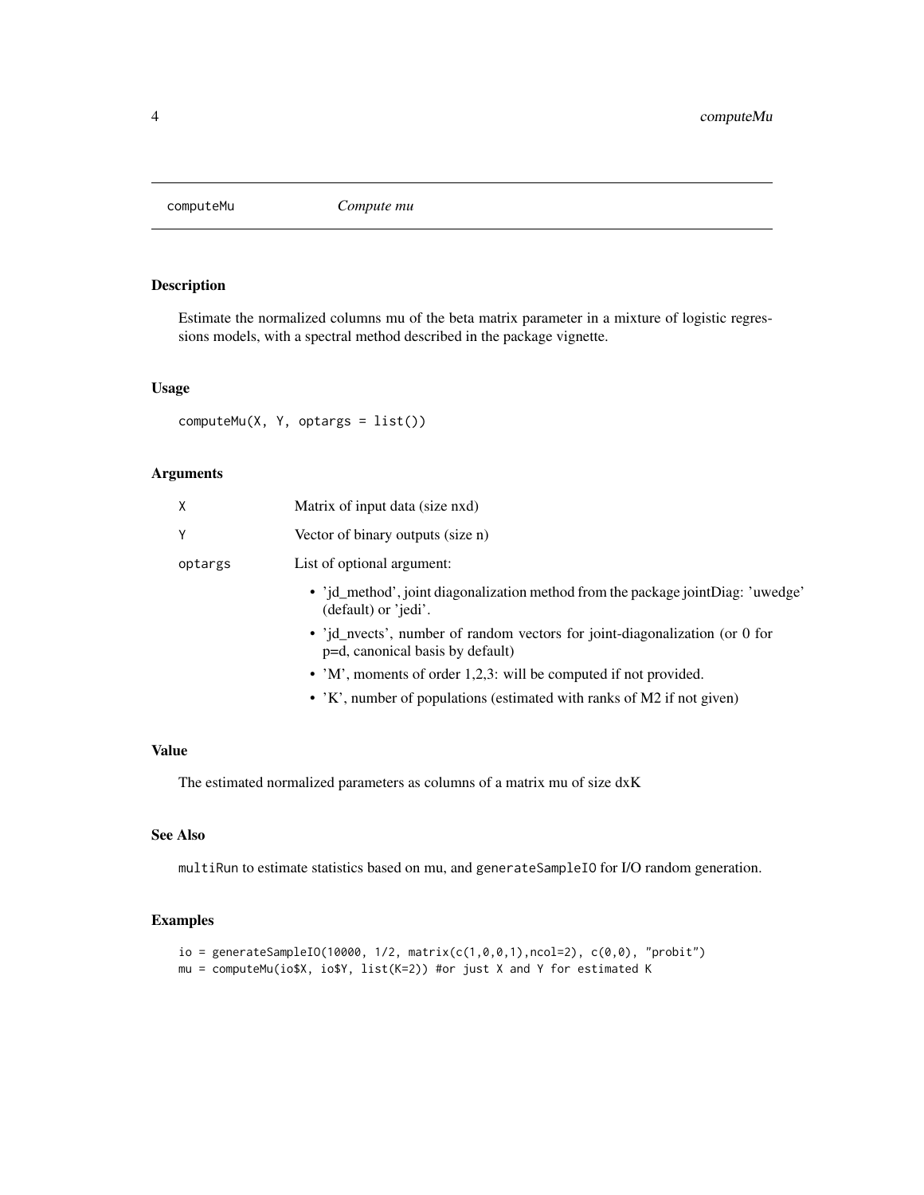# computeMu — *Compute mu*

## Description

Estimate the normalized columns mu of the beta matrix parameter in a mixture of logistic regressions models, with a spectral method described in the package vignette.

## Usage

```
computeMu(X, Y, optargs = list())
```

## Arguments

| | |
|---|---|
| X | Matrix of input data (size nxd) |
| Y | Vector of binary outputs (size n) |
| optargs | List of optional argument: <br>• 'jd_method', joint diagonalization method from the package jointDiag: 'uwedge' (default) or 'jedi'. <br>• 'jd_nvects', number of random vectors for joint-diagonalization (or 0 for p=d, canonical basis by default) <br>• 'M', moments of order 1,2,3: will be computed if not provided. <br>• 'K', number of populations (estimated with ranks of M2 if not given) |

## Value

The estimated normalized parameters as columns of a matrix mu of size dxK

## See Also

`multiRun` to estimate statistics based on mu, and `generateSampleIO` for I/O random generation.

## Examples

```
io = generateSampleIO(10000, 1/2, matrix(c(1,0,0,1),ncol=2), c(0,0), "probit")
mu = computeMu(io$X, io$Y, list(K=2)) #or just X and Y for estimated K
```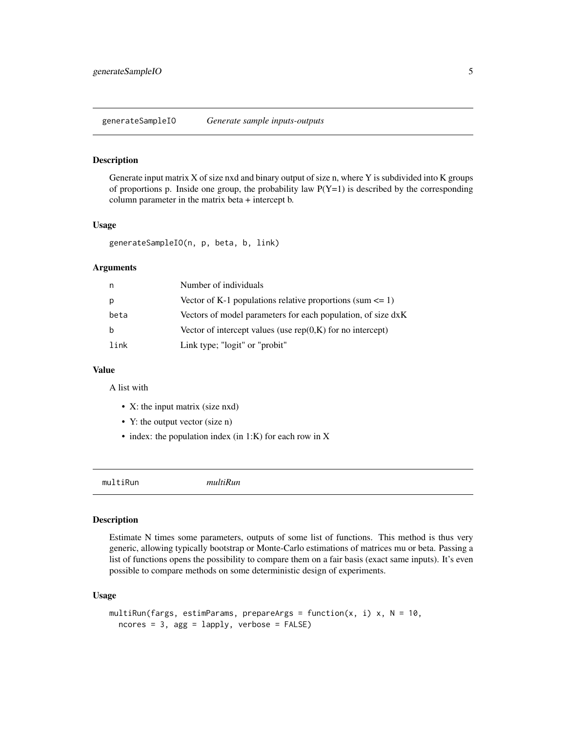## generateSampleIO — *Generate sample inputs-outputs*

### Description

Generate input matrix X of size nxd and binary output of size n, where Y is subdivided into K groups of proportions p. Inside one group, the probability law P(Y=1) is described by the corresponding column parameter in the matrix beta + intercept b.

### Usage

```
generateSampleIO(n, p, beta, b, link)
```

### Arguments

| | |
|---|---|
| n | Number of individuals |
| p | Vector of K-1 populations relative proportions (sum <= 1) |
| beta | Vectors of model parameters for each population, of size dxK |
| b | Vector of intercept values (use rep(0,K) for no intercept) |
| link | Link type; "logit" or "probit" |

### Value

A list with

- X: the input matrix (size nxd)
- Y: the output vector (size n)
- index: the population index (in 1:K) for each row in X

## multiRun — *multiRun*

### Description

Estimate N times some parameters, outputs of some list of functions. This method is thus very generic, allowing typically bootstrap or Monte-Carlo estimations of matrices mu or beta. Passing a list of functions opens the possibility to compare them on a fair basis (exact same inputs). It's even possible to compare methods on some deterministic design of experiments.

### Usage

```
multiRun(fargs, estimParams, prepareArgs = function(x, i) x, N = 10,
  ncores = 3, agg = lapply, verbose = FALSE)
```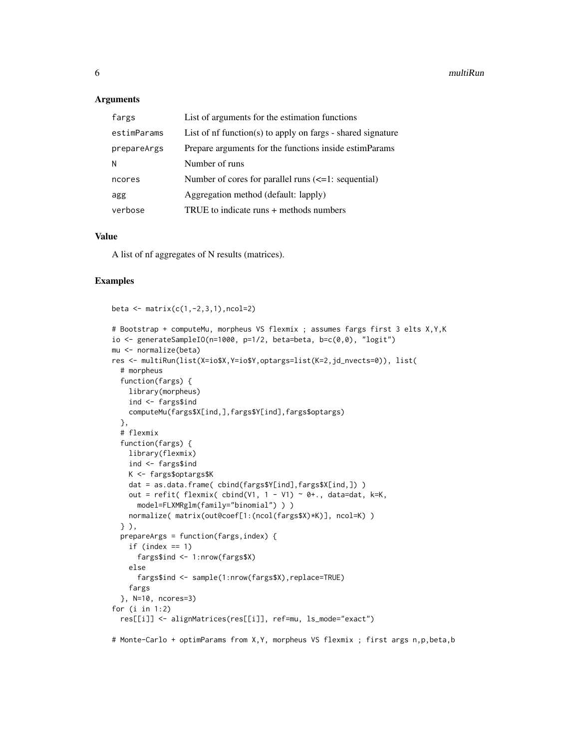### Arguments

| | |
|---|---|
| `fargs` | List of arguments for the estimation functions |
| `estimParams` | List of nf function(s) to apply on fargs - shared signature |
| `prepareArgs` | Prepare arguments for the functions inside estimParams |
| `N` | Number of runs |
| `ncores` | Number of cores for parallel runs (<=1: sequential) |
| `agg` | Aggregation method (default: lapply) |
| `verbose` | TRUE to indicate runs + methods numbers |

### Value

A list of nf aggregates of N results (matrices).

### Examples

```
beta <- matrix(c(1,-2,3,1),ncol=2)

# Bootstrap + computeMu, morpheus VS flexmix ; assumes fargs first 3 elts X,Y,K
io <- generateSampleIO(n=1000, p=1/2, beta=beta, b=c(0,0), "logit")
mu <- normalize(beta)
res <- multiRun(list(X=io$X,Y=io$Y,optargs=list(K=2,jd_nvects=0)), list(
  # morpheus
  function(fargs) {
    library(morpheus)
    ind <- fargs$ind
    computeMu(fargs$X[ind,],fargs$Y[ind],fargs$optargs)
  },
  # flexmix
  function(fargs) {
    library(flexmix)
    ind <- fargs$ind
    K <- fargs$optargs$K
    dat = as.data.frame( cbind(fargs$Y[ind],fargs$X[ind,]) )
    out = refit( flexmix( cbind(V1, 1 - V1) ~ 0+., data=dat, k=K,
      model=FLXMRglm(family="binomial") ) )
    normalize( matrix(out@coef[1:(ncol(fargs$X)*K)], ncol=K) )
  } ),
  prepareArgs = function(fargs,index) {
    if (index == 1)
      fargs$ind <- 1:nrow(fargs$X)
    else
      fargs$ind <- sample(1:nrow(fargs$X),replace=TRUE)
    fargs
  }, N=10, ncores=3)
for (i in 1:2)
  res[[i]] <- alignMatrices(res[[i]], ref=mu, ls_mode="exact")

# Monte-Carlo + optimParams from X,Y, morpheus VS flexmix ; first args n,p,beta,b
```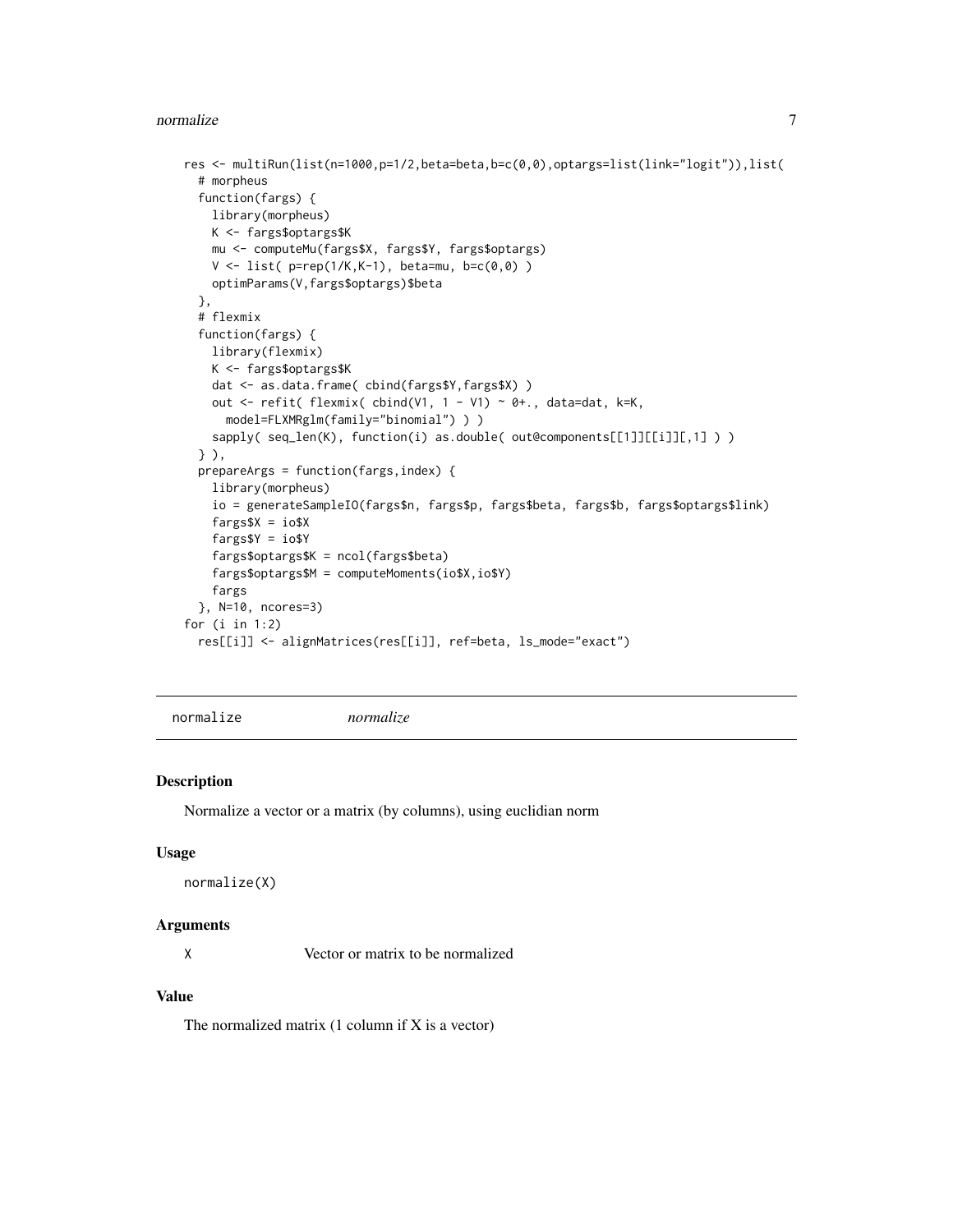```
res <- multiRun(list(n=1000,p=1/2,beta=beta,b=c(0,0),optargs=list(link="logit")),list(
  # morpheus
  function(fargs) {
    library(morpheus)
    K <- fargs$optargs$K
    mu <- computeMu(fargs$X, fargs$Y, fargs$optargs)
    V <- list( p=rep(1/K,K-1), beta=mu, b=c(0,0) )
    optimParams(V,fargs$optargs)$beta
  },
  # flexmix
  function(fargs) {
    library(flexmix)
    K <- fargs$optargs$K
    dat <- as.data.frame( cbind(fargs$Y,fargs$X) )
    out <- refit( flexmix( cbind(V1, 1 - V1) ~ 0+., data=dat, k=K,
      model=FLXMRglm(family="binomial") ) )
    sapply( seq_len(K), function(i) as.double( out@components[[1]][[i]][,1] ) )
  } ),
  prepareArgs = function(fargs,index) {
    library(morpheus)
    io = generateSampleIO(fargs$n, fargs$p, fargs$beta, fargs$b, fargs$optargs$link)
    fargs$X = io$X
    fargs$Y = io$Y
    fargs$optargs$K = ncol(fargs$beta)
    fargs$optargs$M = computeMoments(io$X,io$Y)
    fargs
  }, N=10, ncores=3)
for (i in 1:2)
  res[[i]] <- alignMatrices(res[[i]], ref=beta, ls_mode="exact")
```

---

## normalize *normalize*

### Description

Normalize a vector or a matrix (by columns), using euclidian norm

### Usage

```
normalize(X)
```

### Arguments

| | |
|---|---|
| X | Vector or matrix to be normalized |

### Value

The normalized matrix (1 column if X is a vector)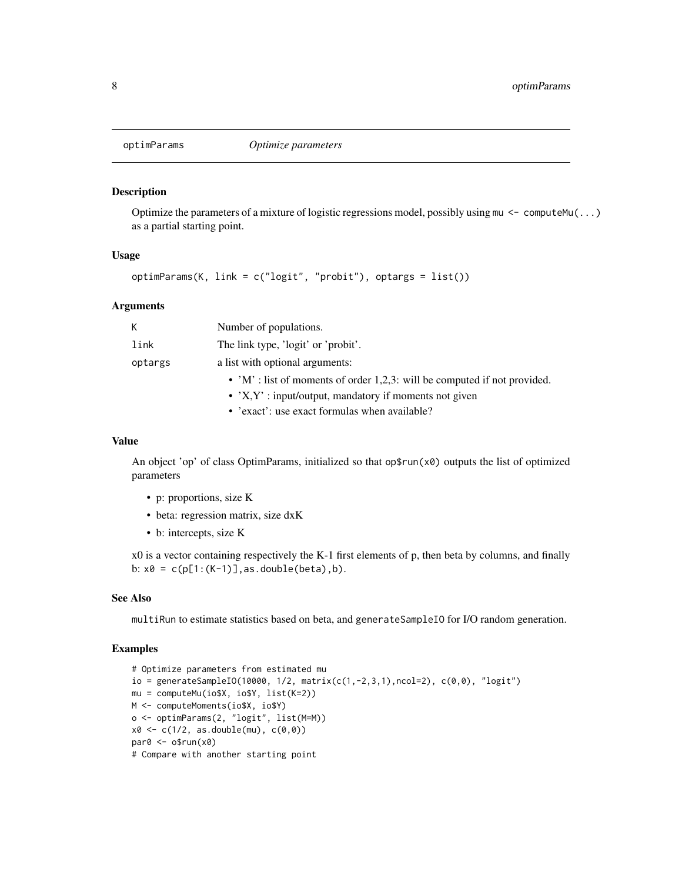`optimParams` *Optimize parameters*

## Description

Optimize the parameters of a mixture of logistic regressions model, possibly using `mu <- computeMu(...)` as a partial starting point.

## Usage

```
optimParams(K, link = c("logit", "probit"), optargs = list())
```

## Arguments

| | |
|---|---|
| K | Number of populations. |
| link | The link type, 'logit' or 'probit'. |
| optargs | a list with optional arguments:<br>• 'M' : list of moments of order 1,2,3: will be computed if not provided.<br>• 'X,Y' : input/output, mandatory if moments not given<br>• 'exact': use exact formulas when available? |

## Value

An object 'op' of class OptimParams, initialized so that `op$run(x0)` outputs the list of optimized parameters

- p: proportions, size K
- beta: regression matrix, size dxK
- b: intercepts, size K

x0 is a vector containing respectively the K-1 first elements of p, then beta by columns, and finally b: `x0 = c(p[1:(K-1)],as.double(beta),b)`.

## See Also

`multiRun` to estimate statistics based on beta, and `generateSampleIO` for I/O random generation.

## Examples

```
# Optimize parameters from estimated mu
io = generateSampleIO(10000, 1/2, matrix(c(1,-2,3,1),ncol=2), c(0,0), "logit")
mu = computeMu(io$X, io$Y, list(K=2))
M <- computeMoments(io$X, io$Y)
o <- optimParams(2, "logit", list(M=M))
x0 <- c(1/2, as.double(mu), c(0,0))
par0 <- o$run(x0)
# Compare with another starting point
```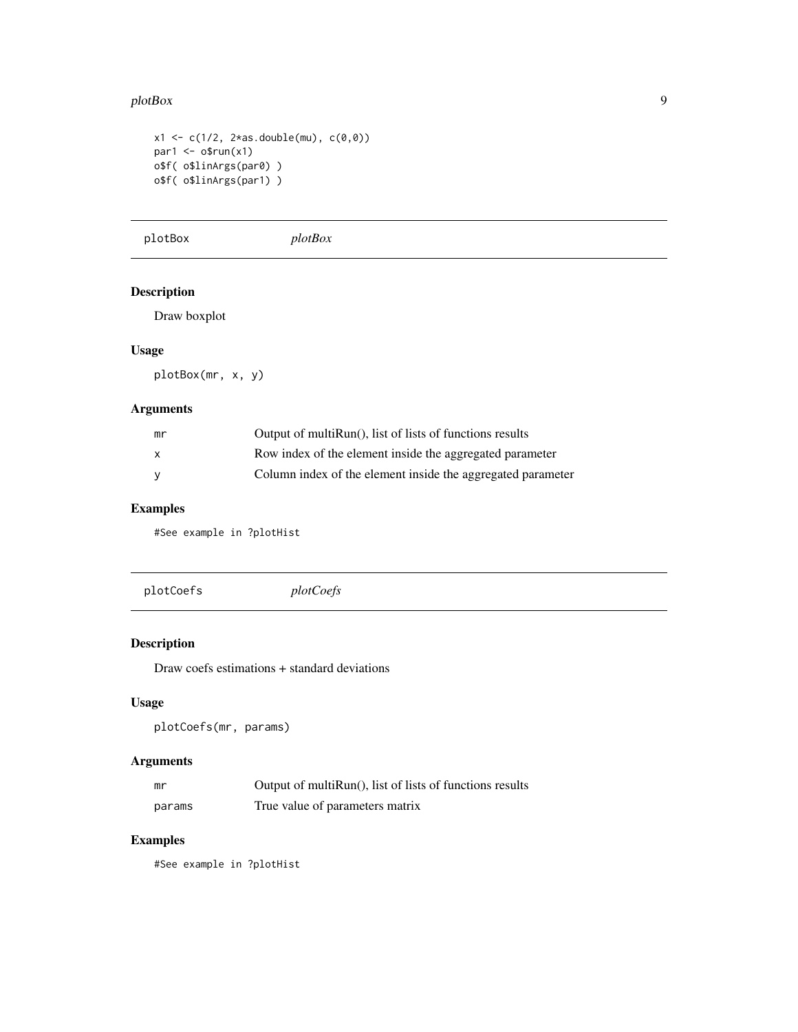```
x1 <- c(1/2, 2*as.double(mu), c(0,0))
par1 <- o$run(x1)
o$f( o$linArgs(par0) )
o$f( o$linArgs(par1) )
```

## plotBox *plotBox*

### Description

Draw boxplot

### Usage

```
plotBox(mr, x, y)
```

### Arguments

| | |
|---|---|
| mr | Output of multiRun(), list of lists of functions results |
| x | Row index of the element inside the aggregated parameter |
| y | Column index of the element inside the aggregated parameter |

### Examples

```
#See example in ?plotHist
```

## plotCoefs *plotCoefs*

### Description

Draw coefs estimations + standard deviations

### Usage

```
plotCoefs(mr, params)
```

### Arguments

| | |
|---|---|
| mr | Output of multiRun(), list of lists of functions results |
| params | True value of parameters matrix |

### Examples

```
#See example in ?plotHist
```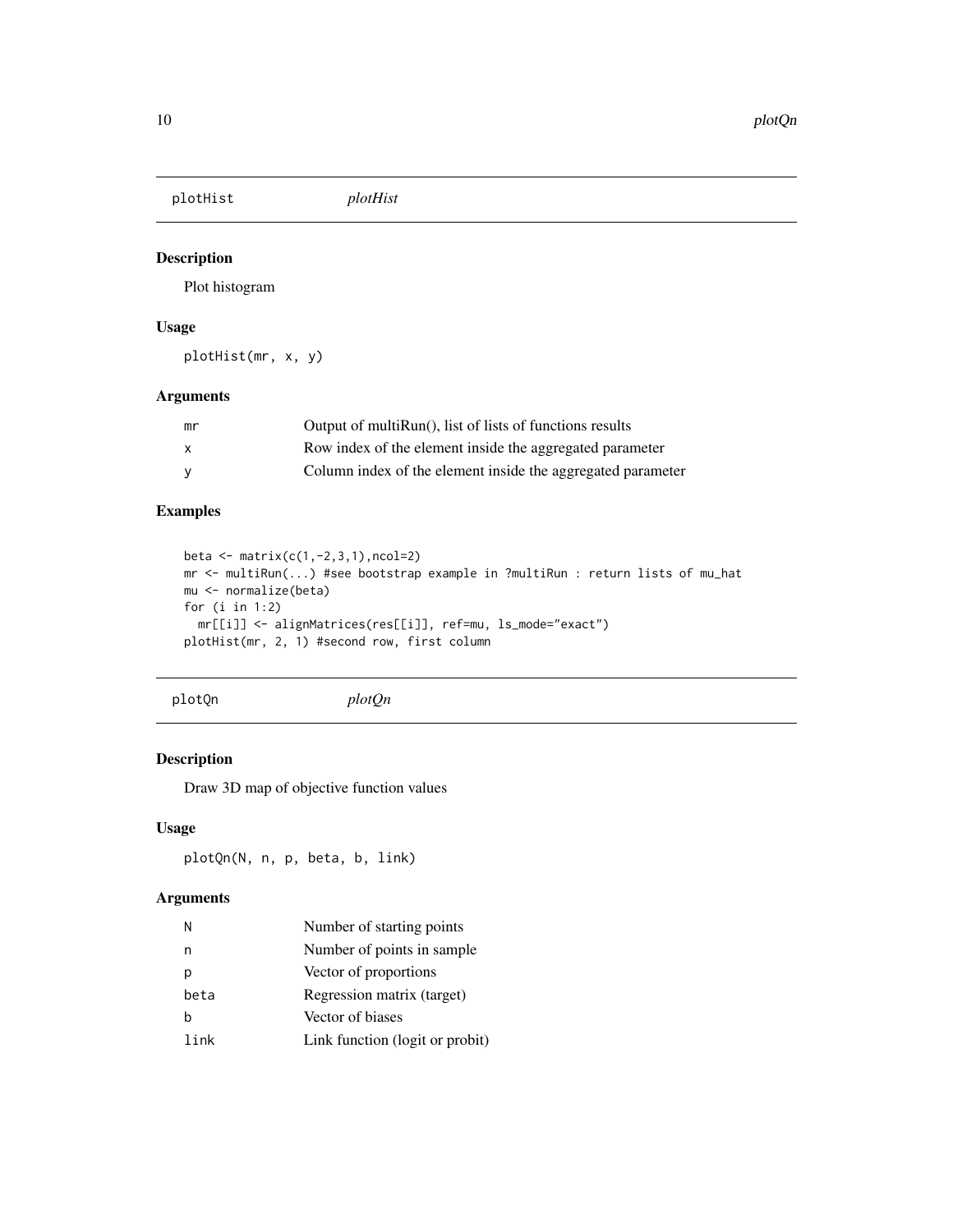## plotHist *plotHist*

### Description

Plot histogram

### Usage

```
plotHist(mr, x, y)
```

### Arguments

| | |
|---|---|
| mr | Output of multiRun(), list of lists of functions results |
| x | Row index of the element inside the aggregated parameter |
| y | Column index of the element inside the aggregated parameter |

### Examples

```
beta <- matrix(c(1,-2,3,1),ncol=2)
mr <- multiRun(...) #see bootstrap example in ?multiRun : return lists of mu_hat
mu <- normalize(beta)
for (i in 1:2)
  mr[[i]] <- alignMatrices(res[[i]], ref=mu, ls_mode="exact")
plotHist(mr, 2, 1) #second row, first column
```

## plotQn *plotQn*

### Description

Draw 3D map of objective function values

### Usage

```
plotQn(N, n, p, beta, b, link)
```

### Arguments

| | |
|---|---|
| N | Number of starting points |
| n | Number of points in sample |
| p | Vector of proportions |
| beta | Regression matrix (target) |
| b | Vector of biases |
| link | Link function (logit or probit) |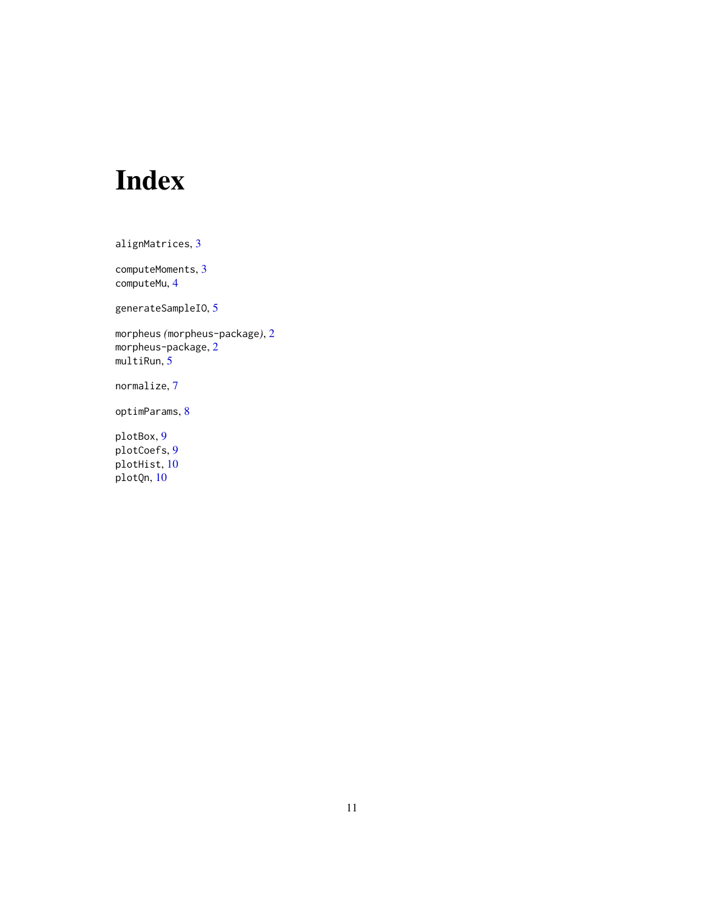# Index

alignMatrices, 3

computeMoments, 3
computeMu, 4

generateSampleIO, 5

morpheus (morpheus-package), 2
morpheus-package, 2
multiRun, 5

normalize, 7

optimParams, 8

plotBox, 9
plotCoefs, 9
plotHist, 10
plotQn, 10